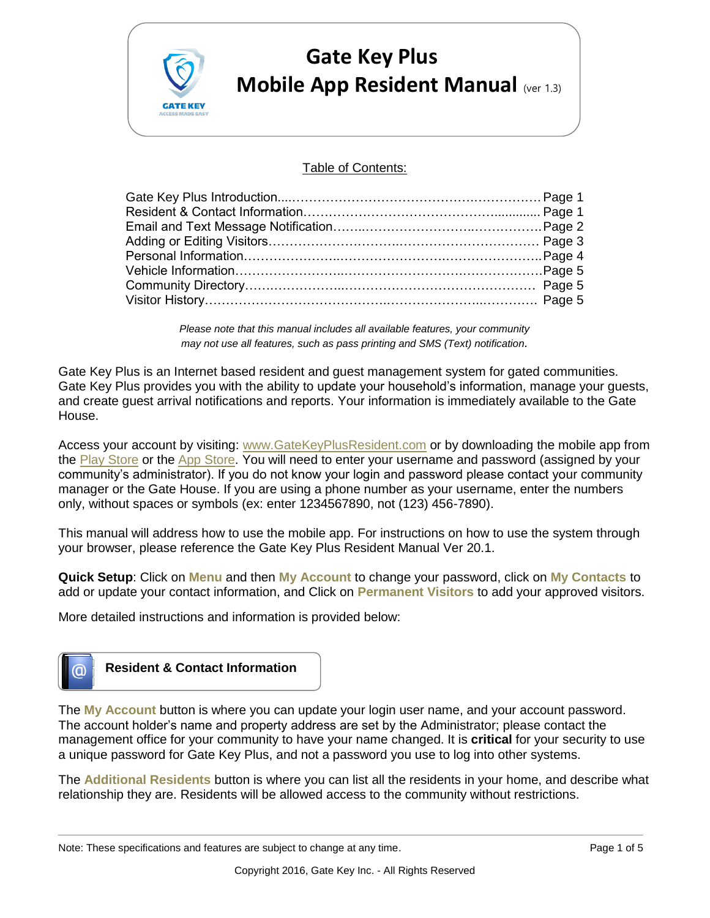# Gate Key Plus Mobile App Resident Manual (ver 1.3)

Table of Contents:

| | |
|---|---|
| Gate Key Plus Introduction | Page 1 |
| Resident & Contact Information | Page 1 |
| Email and Text Message Notification | Page 2 |
| Adding or Editing Visitors | Page 3 |
| Personal Information | Page 4 |
| Vehicle Information | Page 5 |
| Community Directory | Page 5 |
| Visitor History | Page 5 |

*Please note that this manual includes all available features, your community may not use all features, such as pass printing and SMS (Text) notification.*

Gate Key Plus is an Internet based resident and guest management system for gated communities. Gate Key Plus provides you with the ability to update your household's information, manage your guests, and create guest arrival notifications and reports. Your information is immediately available to the Gate House.

Access your account by visiting: www.GateKeyPlusResident.com or by downloading the mobile app from the Play Store or the App Store. You will need to enter your username and password (assigned by your community's administrator). If you do not know your login and password please contact your community manager or the Gate House. If you are using a phone number as your username, enter the numbers only, without spaces or symbols (ex: enter 1234567890, not (123) 456-7890).

This manual will address how to use the mobile app. For instructions on how to use the system through your browser, please reference the Gate Key Plus Resident Manual Ver 20.1.

**Quick Setup**: Click on **Menu** and then **My Account** to change your password, click on **My Contacts** to add or update your contact information, and Click on **Permanent Visitors** to add your approved visitors.

More detailed instructions and information is provided below:

## Resident & Contact Information

The **My Account** button is where you can update your login user name, and your account password. The account holder's name and property address are set by the Administrator; please contact the management office for your community to have your name changed. It is **critical** for your security to use a unique password for Gate Key Plus, and not a password you use to log into other systems.

The **Additional Residents** button is where you can list all the residents in your home, and describe what relationship they are. Residents will be allowed access to the community without restrictions.

Note: These specifications and features are subject to change at any time.

Copyright 2016, Gate Key Inc. - All Rights Reserved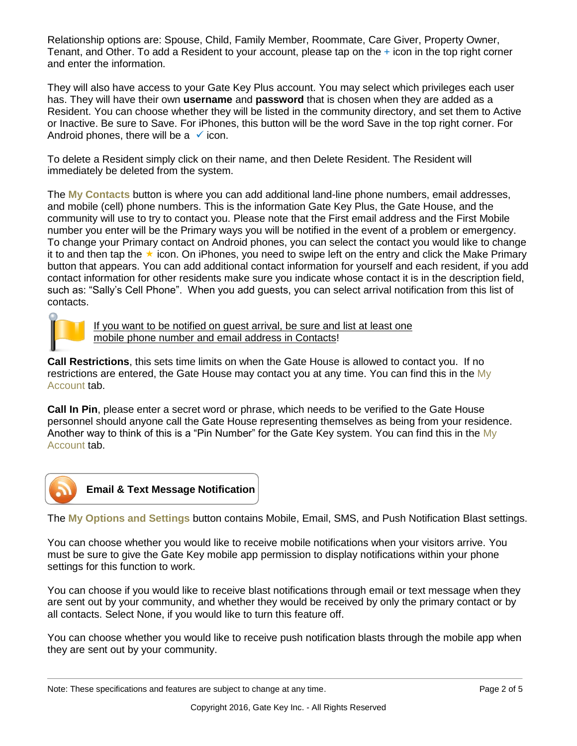Relationship options are: Spouse, Child, Family Member, Roommate, Care Giver, Property Owner, Tenant, and Other. To add a Resident to your account, please tap on the + icon in the top right corner and enter the information.

They will also have access to your Gate Key Plus account. You may select which privileges each user has. They will have their own **username** and **password** that is chosen when they are added as a Resident. You can choose whether they will be listed in the community directory, and set them to Active or Inactive. Be sure to Save. For iPhones, this button will be the word Save in the top right corner. For Android phones, there will be a ✓ icon.

To delete a Resident simply click on their name, and then Delete Resident. The Resident will immediately be deleted from the system.

The **My Contacts** button is where you can add additional land-line phone numbers, email addresses, and mobile (cell) phone numbers. This is the information Gate Key Plus, the Gate House, and the community will use to try to contact you. Please note that the First email address and the First Mobile number you enter will be the Primary ways you will be notified in the event of a problem or emergency. To change your Primary contact on Android phones, you can select the contact you would like to change it to and then tap the ★ icon. On iPhones, you need to swipe left on the entry and click the Make Primary button that appears. You can add additional contact information for yourself and each resident, if you add contact information for other residents make sure you indicate whose contact it is in the description field, such as: "Sally's Cell Phone". When you add guests, you can select arrival notification from this list of contacts.

<u>If you want to be notified on guest arrival, be sure and list at least one mobile phone number and email address in Contacts</u>!

**Call Restrictions**, this sets time limits on when the Gate House is allowed to contact you. If no restrictions are entered, the Gate House may contact you at any time. You can find this in the My Account tab.

**Call In Pin**, please enter a secret word or phrase, which needs to be verified to the Gate House personnel should anyone call the Gate House representing themselves as being from your residence. Another way to think of this is a "Pin Number" for the Gate Key system. You can find this in the My Account tab.

## Email & Text Message Notification

The **My Options and Settings** button contains Mobile, Email, SMS, and Push Notification Blast settings.

You can choose whether you would like to receive mobile notifications when your visitors arrive. You must be sure to give the Gate Key mobile app permission to display notifications within your phone settings for this function to work.

You can choose if you would like to receive blast notifications through email or text message when they are sent out by your community, and whether they would be received by only the primary contact or by all contacts. Select None, if you would like to turn this feature off.

You can choose whether you would like to receive push notification blasts through the mobile app when they are sent out by your community.

Note: These specifications and features are subject to change at any time.

Copyright 2016, Gate Key Inc. - All Rights Reserved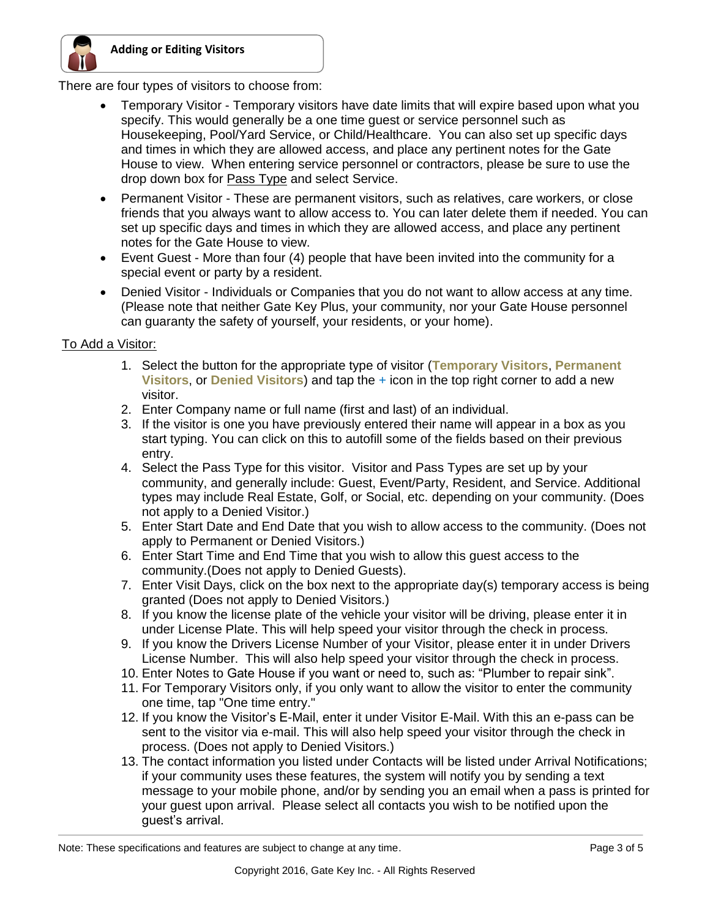## Adding or Editing Visitors

There are four types of visitors to choose from:

- Temporary Visitor - Temporary visitors have date limits that will expire based upon what you specify. This would generally be a one time guest or service personnel such as Housekeeping, Pool/Yard Service, or Child/Healthcare. You can also set up specific days and times in which they are allowed access, and place any pertinent notes for the Gate House to view. When entering service personnel or contractors, please be sure to use the drop down box for Pass Type and select Service.
- Permanent Visitor - These are permanent visitors, such as relatives, care workers, or close friends that you always want to allow access to. You can later delete them if needed. You can set up specific days and times in which they are allowed access, and place any pertinent notes for the Gate House to view.
- Event Guest - More than four (4) people that have been invited into the community for a special event or party by a resident.
- Denied Visitor - Individuals or Companies that you do not want to allow access at any time. (Please note that neither Gate Key Plus, your community, nor your Gate House personnel can guaranty the safety of yourself, your residents, or your home).

To Add a Visitor:

1. Select the button for the appropriate type of visitor (**Temporary Visitors**, **Permanent Visitors**, or **Denied Visitors**) and tap the + icon in the top right corner to add a new visitor.
2. Enter Company name or full name (first and last) of an individual.
3. If the visitor is one you have previously entered their name will appear in a box as you start typing. You can click on this to autofill some of the fields based on their previous entry.
4. Select the Pass Type for this visitor. Visitor and Pass Types are set up by your community, and generally include: Guest, Event/Party, Resident, and Service. Additional types may include Real Estate, Golf, or Social, etc. depending on your community. (Does not apply to a Denied Visitor.)
5. Enter Start Date and End Date that you wish to allow access to the community. (Does not apply to Permanent or Denied Visitors.)
6. Enter Start Time and End Time that you wish to allow this guest access to the community.(Does not apply to Denied Guests).
7. Enter Visit Days, click on the box next to the appropriate day(s) temporary access is being granted (Does not apply to Denied Visitors.)
8. If you know the license plate of the vehicle your visitor will be driving, please enter it in under License Plate. This will help speed your visitor through the check in process.
9. If you know the Drivers License Number of your Visitor, please enter it in under Drivers License Number. This will also help speed your visitor through the check in process.
10. Enter Notes to Gate House if you want or need to, such as: "Plumber to repair sink".
11. For Temporary Visitors only, if you only want to allow the visitor to enter the community one time, tap "One time entry."
12. If you know the Visitor's E-Mail, enter it under Visitor E-Mail. With this an e-pass can be sent to the visitor via e-mail. This will also help speed your visitor through the check in process. (Does not apply to Denied Visitors.)
13. The contact information you listed under Contacts will be listed under Arrival Notifications; if your community uses these features, the system will notify you by sending a text message to your mobile phone, and/or by sending you an email when a pass is printed for your guest upon arrival. Please select all contacts you wish to be notified upon the guest's arrival.

Note: These specifications and features are subject to change at any time.

Copyright 2016, Gate Key Inc. - All Rights Reserved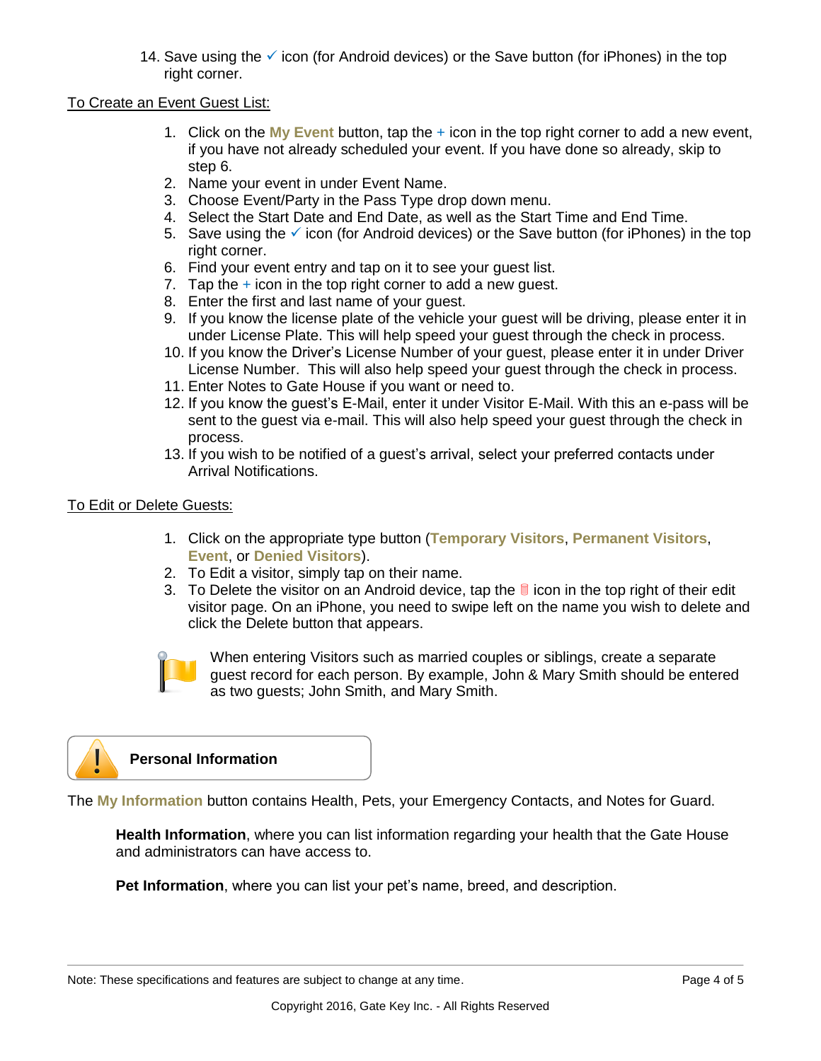14. Save using the ✓ icon (for Android devices) or the Save button (for iPhones) in the top right corner.

To Create an Event Guest List:

1. Click on the **My Event** button, tap the + icon in the top right corner to add a new event, if you have not already scheduled your event. If you have done so already, skip to step 6.
2. Name your event in under Event Name.
3. Choose Event/Party in the Pass Type drop down menu.
4. Select the Start Date and End Date, as well as the Start Time and End Time.
5. Save using the ✓ icon (for Android devices) or the Save button (for iPhones) in the top right corner.
6. Find your event entry and tap on it to see your guest list.
7. Tap the + icon in the top right corner to add a new guest.
8. Enter the first and last name of your guest.
9. If you know the license plate of the vehicle your guest will be driving, please enter it in under License Plate. This will help speed your guest through the check in process.
10. If you know the Driver's License Number of your guest, please enter it in under Driver License Number. This will also help speed your guest through the check in process.
11. Enter Notes to Gate House if you want or need to.
12. If you know the guest's E-Mail, enter it under Visitor E-Mail. With this an e-pass will be sent to the guest via e-mail. This will also help speed your guest through the check in process.
13. If you wish to be notified of a guest's arrival, select your preferred contacts under Arrival Notifications.

To Edit or Delete Guests:

1. Click on the appropriate type button (**Temporary Visitors**, **Permanent Visitors**, **Event**, or **Denied Visitors**).
2. To Edit a visitor, simply tap on their name.
3. To Delete the visitor on an Android device, tap the icon in the top right of their edit visitor page. On an iPhone, you need to swipe left on the name you wish to delete and click the Delete button that appears.

When entering Visitors such as married couples or siblings, create a separate guest record for each person. By example, John & Mary Smith should be entered as two guests; John Smith, and Mary Smith.

## Personal Information

The **My Information** button contains Health, Pets, your Emergency Contacts, and Notes for Guard.

**Health Information**, where you can list information regarding your health that the Gate House and administrators can have access to.

**Pet Information**, where you can list your pet's name, breed, and description.

Note: These specifications and features are subject to change at any time.

Copyright 2016, Gate Key Inc. - All Rights Reserved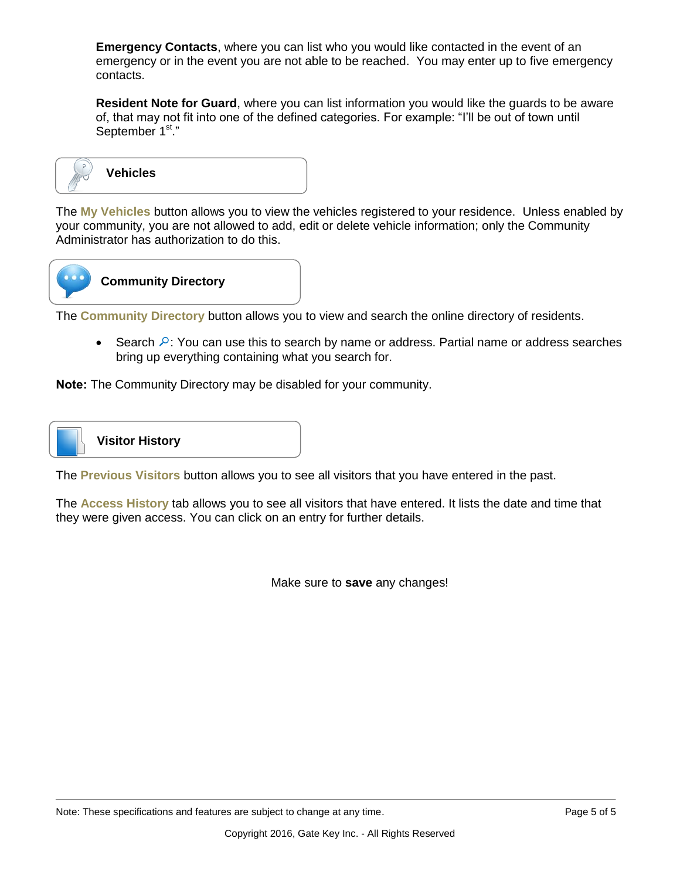**Emergency Contacts**, where you can list who you would like contacted in the event of an emergency or in the event you are not able to be reached. You may enter up to five emergency contacts.

**Resident Note for Guard**, where you can list information you would like the guards to be aware of, that may not fit into one of the defined categories. For example: "I'll be out of town until September 1st."

## Vehicles

The **My Vehicles** button allows you to view the vehicles registered to your residence. Unless enabled by your community, you are not allowed to add, edit or delete vehicle information; only the Community Administrator has authorization to do this.

## Community Directory

The **Community Directory** button allows you to view and search the online directory of residents.

- Search : You can use this to search by name or address. Partial name or address searches bring up everything containing what you search for.

**Note:** The Community Directory may be disabled for your community.

## Visitor History

The **Previous Visitors** button allows you to see all visitors that you have entered in the past.

The **Access History** tab allows you to see all visitors that have entered. It lists the date and time that they were given access. You can click on an entry for further details.

Make sure to **save** any changes!

Note: These specifications and features are subject to change at any time.

Copyright 2016, Gate Key Inc. - All Rights Reserved